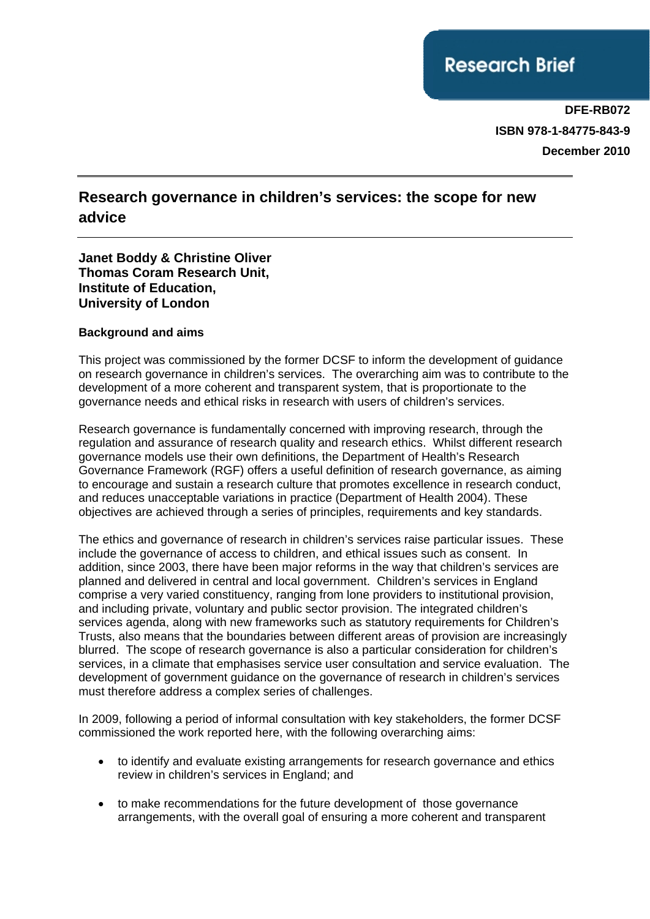Research Brief

**DFE-RB072**
**ISBN 978-1-84775-843-9**
**December 2010**

# Research governance in children's services: the scope for new advice

**Janet Boddy & Christine Oliver**
**Thomas Coram Research Unit,**
**Institute of Education,**
**University of London**

## Background and aims

This project was commissioned by the former DCSF to inform the development of guidance on research governance in children's services. The overarching aim was to contribute to the development of a more coherent and transparent system, that is proportionate to the governance needs and ethical risks in research with users of children's services.

Research governance is fundamentally concerned with improving research, through the regulation and assurance of research quality and research ethics. Whilst different research governance models use their own definitions, the Department of Health's Research Governance Framework (RGF) offers a useful definition of research governance, as aiming to encourage and sustain a research culture that promotes excellence in research conduct, and reduces unacceptable variations in practice (Department of Health 2004). These objectives are achieved through a series of principles, requirements and key standards.

The ethics and governance of research in children's services raise particular issues. These include the governance of access to children, and ethical issues such as consent. In addition, since 2003, there have been major reforms in the way that children's services are planned and delivered in central and local government. Children's services in England comprise a very varied constituency, ranging from lone providers to institutional provision, and including private, voluntary and public sector provision. The integrated children's services agenda, along with new frameworks such as statutory requirements for Children's Trusts, also means that the boundaries between different areas of provision are increasingly blurred. The scope of research governance is also a particular consideration for children's services, in a climate that emphasises service user consultation and service evaluation. The development of government guidance on the governance of research in children's services must therefore address a complex series of challenges.

In 2009, following a period of informal consultation with key stakeholders, the former DCSF commissioned the work reported here, with the following overarching aims:

- to identify and evaluate existing arrangements for research governance and ethics review in children's services in England; and
- to make recommendations for the future development of those governance arrangements, with the overall goal of ensuring a more coherent and transparent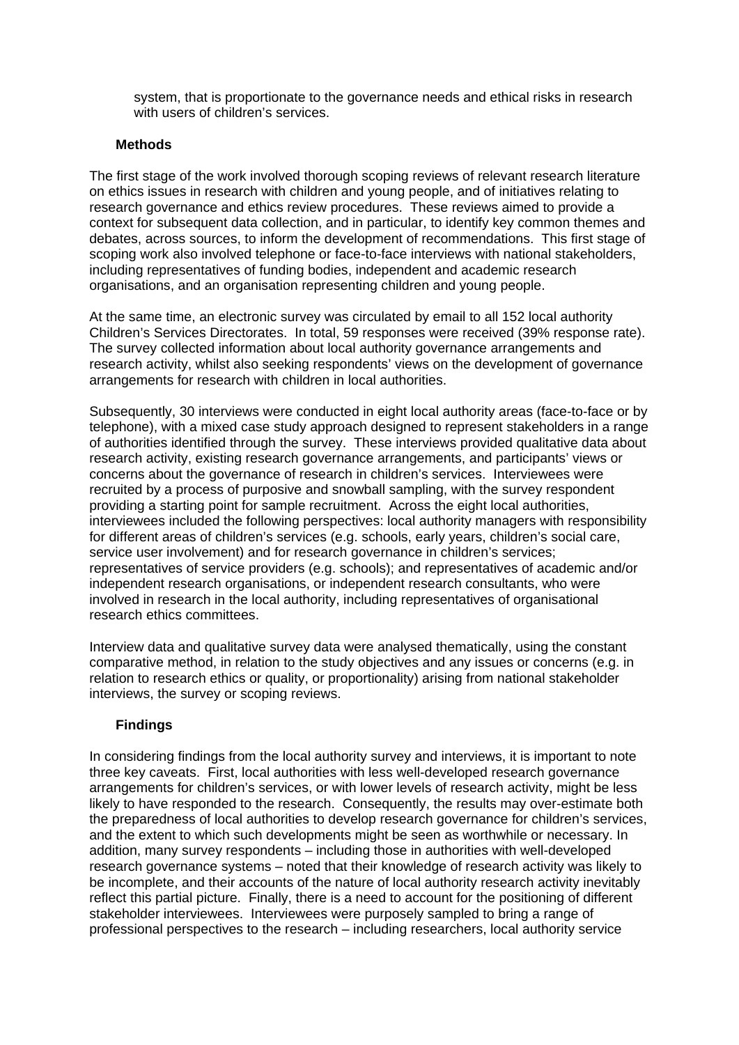system, that is proportionate to the governance needs and ethical risks in research with users of children's services.

## Methods

The first stage of the work involved thorough scoping reviews of relevant research literature on ethics issues in research with children and young people, and of initiatives relating to research governance and ethics review procedures. These reviews aimed to provide a context for subsequent data collection, and in particular, to identify key common themes and debates, across sources, to inform the development of recommendations. This first stage of scoping work also involved telephone or face-to-face interviews with national stakeholders, including representatives of funding bodies, independent and academic research organisations, and an organisation representing children and young people.

At the same time, an electronic survey was circulated by email to all 152 local authority Children's Services Directorates. In total, 59 responses were received (39% response rate). The survey collected information about local authority governance arrangements and research activity, whilst also seeking respondents' views on the development of governance arrangements for research with children in local authorities.

Subsequently, 30 interviews were conducted in eight local authority areas (face-to-face or by telephone), with a mixed case study approach designed to represent stakeholders in a range of authorities identified through the survey. These interviews provided qualitative data about research activity, existing research governance arrangements, and participants' views or concerns about the governance of research in children's services. Interviewees were recruited by a process of purposive and snowball sampling, with the survey respondent providing a starting point for sample recruitment. Across the eight local authorities, interviewees included the following perspectives: local authority managers with responsibility for different areas of children's services (e.g. schools, early years, children's social care, service user involvement) and for research governance in children's services; representatives of service providers (e.g. schools); and representatives of academic and/or independent research organisations, or independent research consultants, who were involved in research in the local authority, including representatives of organisational research ethics committees.

Interview data and qualitative survey data were analysed thematically, using the constant comparative method, in relation to the study objectives and any issues or concerns (e.g. in relation to research ethics or quality, or proportionality) arising from national stakeholder interviews, the survey or scoping reviews.

## Findings

In considering findings from the local authority survey and interviews, it is important to note three key caveats. First, local authorities with less well-developed research governance arrangements for children's services, or with lower levels of research activity, might be less likely to have responded to the research. Consequently, the results may over-estimate both the preparedness of local authorities to develop research governance for children's services, and the extent to which such developments might be seen as worthwhile or necessary. In addition, many survey respondents – including those in authorities with well-developed research governance systems – noted that their knowledge of research activity was likely to be incomplete, and their accounts of the nature of local authority research activity inevitably reflect this partial picture. Finally, there is a need to account for the positioning of different stakeholder interviewees. Interviewees were purposely sampled to bring a range of professional perspectives to the research – including researchers, local authority service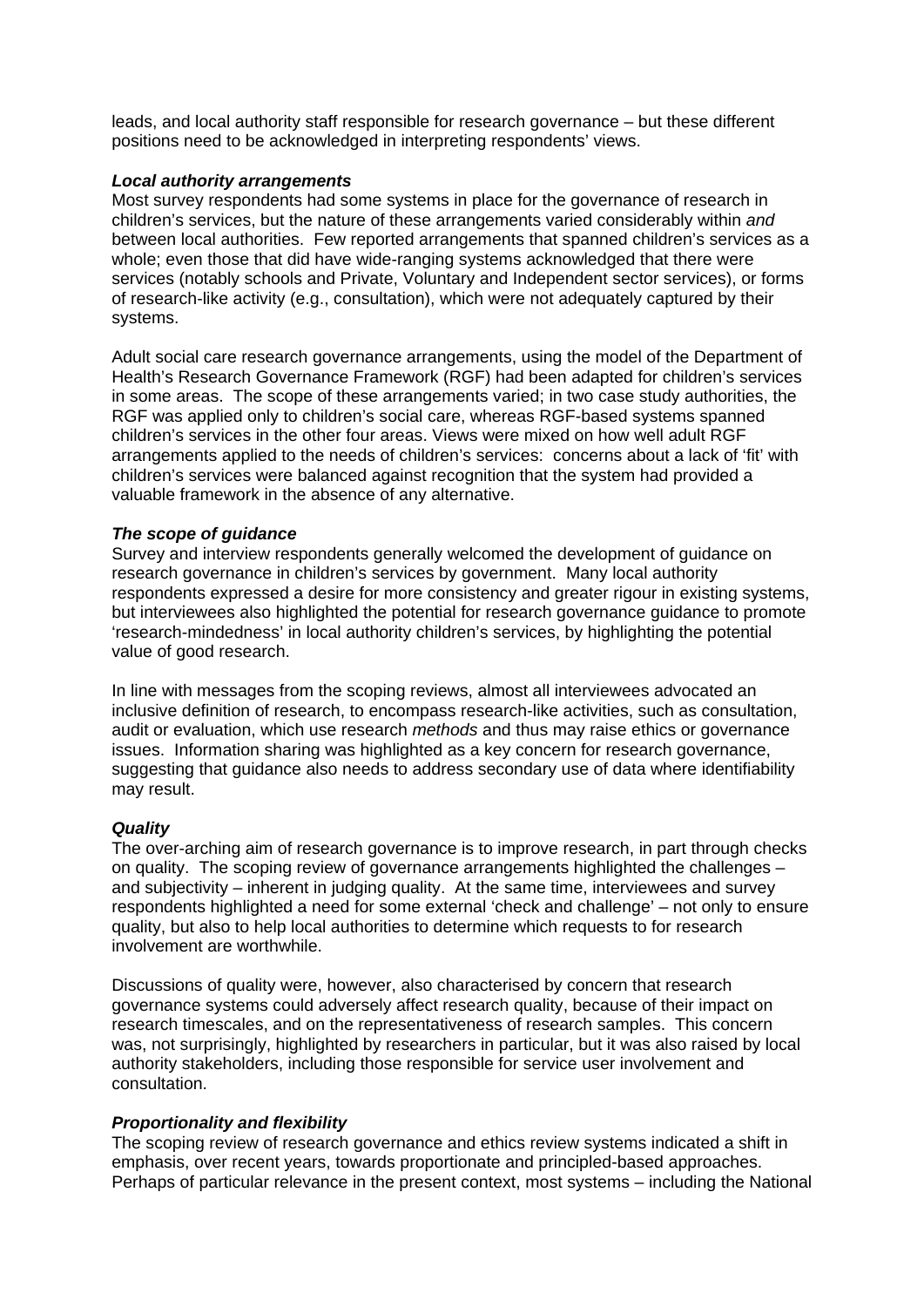leads, and local authority staff responsible for research governance – but these different positions need to be acknowledged in interpreting respondents' views.

***Local authority arrangements***

Most survey respondents had some systems in place for the governance of research in children's services, but the nature of these arrangements varied considerably within *and* between local authorities. Few reported arrangements that spanned children's services as a whole; even those that did have wide-ranging systems acknowledged that there were services (notably schools and Private, Voluntary and Independent sector services), or forms of research-like activity (e.g., consultation), which were not adequately captured by their systems.

Adult social care research governance arrangements, using the model of the Department of Health's Research Governance Framework (RGF) had been adapted for children's services in some areas. The scope of these arrangements varied; in two case study authorities, the RGF was applied only to children's social care, whereas RGF-based systems spanned children's services in the other four areas. Views were mixed on how well adult RGF arrangements applied to the needs of children's services: concerns about a lack of 'fit' with children's services were balanced against recognition that the system had provided a valuable framework in the absence of any alternative.

***The scope of guidance***

Survey and interview respondents generally welcomed the development of guidance on research governance in children's services by government. Many local authority respondents expressed a desire for more consistency and greater rigour in existing systems, but interviewees also highlighted the potential for research governance guidance to promote 'research-mindedness' in local authority children's services, by highlighting the potential value of good research.

In line with messages from the scoping reviews, almost all interviewees advocated an inclusive definition of research, to encompass research-like activities, such as consultation, audit or evaluation, which use research *methods* and thus may raise ethics or governance issues. Information sharing was highlighted as a key concern for research governance, suggesting that guidance also needs to address secondary use of data where identifiability may result.

***Quality***

The over-arching aim of research governance is to improve research, in part through checks on quality. The scoping review of governance arrangements highlighted the challenges – and subjectivity – inherent in judging quality. At the same time, interviewees and survey respondents highlighted a need for some external 'check and challenge' – not only to ensure quality, but also to help local authorities to determine which requests to for research involvement are worthwhile.

Discussions of quality were, however, also characterised by concern that research governance systems could adversely affect research quality, because of their impact on research timescales, and on the representativeness of research samples. This concern was, not surprisingly, highlighted by researchers in particular, but it was also raised by local authority stakeholders, including those responsible for service user involvement and consultation.

***Proportionality and flexibility***

The scoping review of research governance and ethics review systems indicated a shift in emphasis, over recent years, towards proportionate and principled-based approaches. Perhaps of particular relevance in the present context, most systems – including the National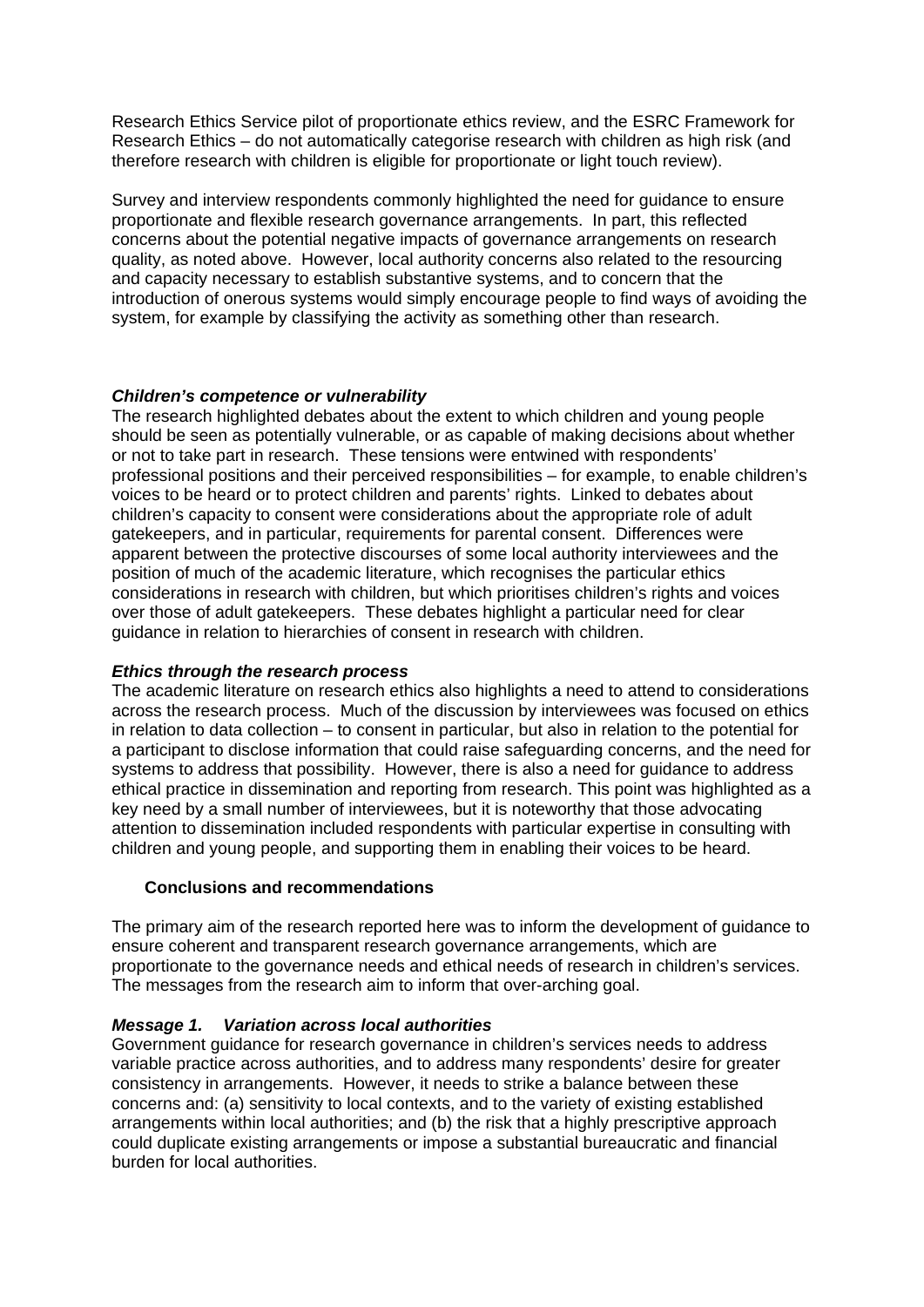Research Ethics Service pilot of proportionate ethics review, and the ESRC Framework for Research Ethics – do not automatically categorise research with children as high risk (and therefore research with children is eligible for proportionate or light touch review).

Survey and interview respondents commonly highlighted the need for guidance to ensure proportionate and flexible research governance arrangements. In part, this reflected concerns about the potential negative impacts of governance arrangements on research quality, as noted above. However, local authority concerns also related to the resourcing and capacity necessary to establish substantive systems, and to concern that the introduction of onerous systems would simply encourage people to find ways of avoiding the system, for example by classifying the activity as something other than research.

***Children's competence or vulnerability***

The research highlighted debates about the extent to which children and young people should be seen as potentially vulnerable, or as capable of making decisions about whether or not to take part in research. These tensions were entwined with respondents' professional positions and their perceived responsibilities – for example, to enable children's voices to be heard or to protect children and parents' rights. Linked to debates about children's capacity to consent were considerations about the appropriate role of adult gatekeepers, and in particular, requirements for parental consent. Differences were apparent between the protective discourses of some local authority interviewees and the position of much of the academic literature, which recognises the particular ethics considerations in research with children, but which prioritises children's rights and voices over those of adult gatekeepers. These debates highlight a particular need for clear guidance in relation to hierarchies of consent in research with children.

***Ethics through the research process***

The academic literature on research ethics also highlights a need to attend to considerations across the research process. Much of the discussion by interviewees was focused on ethics in relation to data collection – to consent in particular, but also in relation to the potential for a participant to disclose information that could raise safeguarding concerns, and the need for systems to address that possibility. However, there is also a need for guidance to address ethical practice in dissemination and reporting from research. This point was highlighted as a key need by a small number of interviewees, but it is noteworthy that those advocating attention to dissemination included respondents with particular expertise in consulting with children and young people, and supporting them in enabling their voices to be heard.

## Conclusions and recommendations

The primary aim of the research reported here was to inform the development of guidance to ensure coherent and transparent research governance arrangements, which are proportionate to the governance needs and ethical needs of research in children's services. The messages from the research aim to inform that over-arching goal.

***Message 1. Variation across local authorities***

Government guidance for research governance in children's services needs to address variable practice across authorities, and to address many respondents' desire for greater consistency in arrangements. However, it needs to strike a balance between these concerns and: (a) sensitivity to local contexts, and to the variety of existing established arrangements within local authorities; and (b) the risk that a highly prescriptive approach could duplicate existing arrangements or impose a substantial bureaucratic and financial burden for local authorities.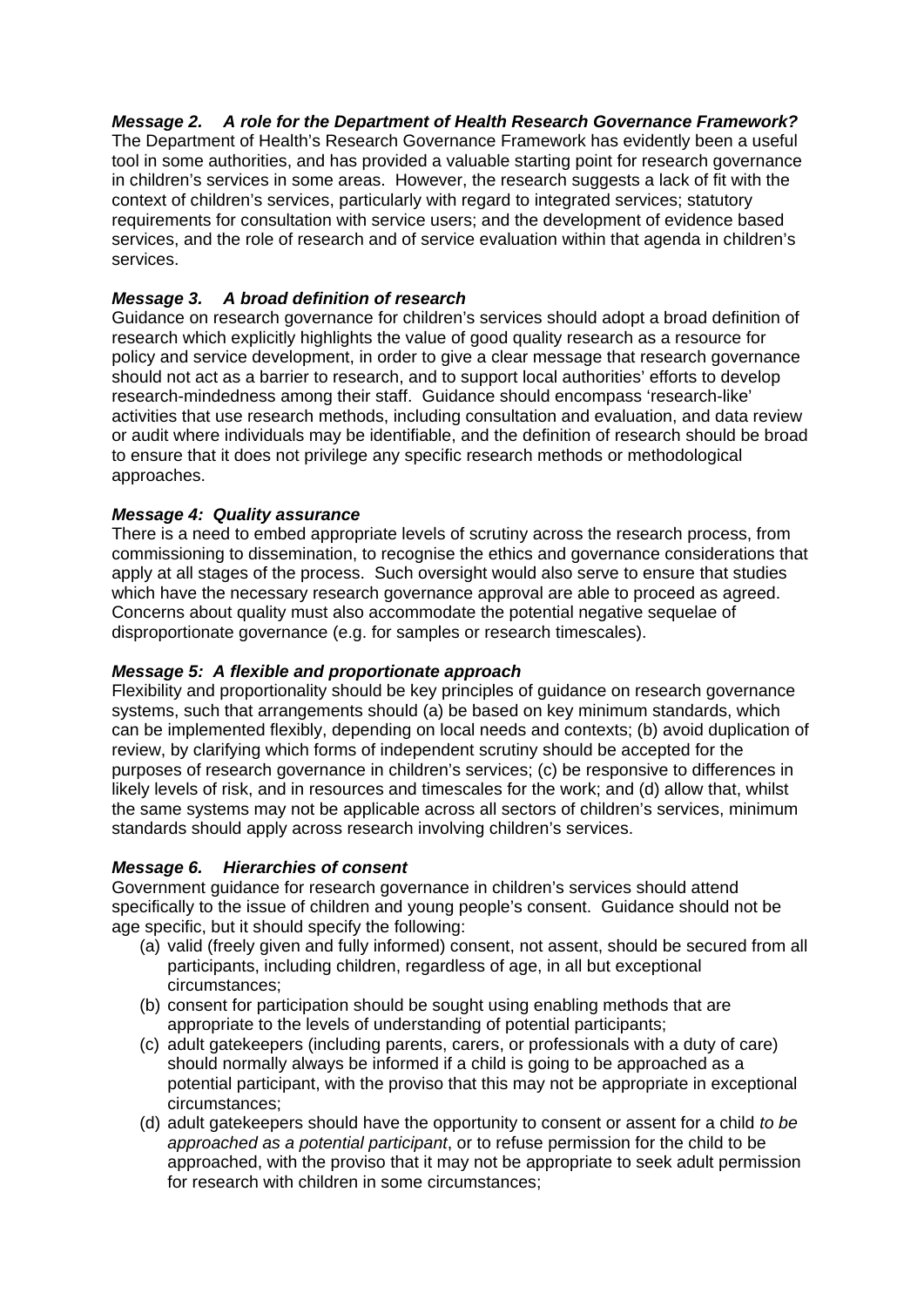***Message 2. A role for the Department of Health Research Governance Framework?***

The Department of Health's Research Governance Framework has evidently been a useful tool in some authorities, and has provided a valuable starting point for research governance in children's services in some areas. However, the research suggests a lack of fit with the context of children's services, particularly with regard to integrated services; statutory requirements for consultation with service users; and the development of evidence based services, and the role of research and of service evaluation within that agenda in children's services.

***Message 3. A broad definition of research***

Guidance on research governance for children's services should adopt a broad definition of research which explicitly highlights the value of good quality research as a resource for policy and service development, in order to give a clear message that research governance should not act as a barrier to research, and to support local authorities' efforts to develop research-mindedness among their staff. Guidance should encompass 'research-like' activities that use research methods, including consultation and evaluation, and data review or audit where individuals may be identifiable, and the definition of research should be broad to ensure that it does not privilege any specific research methods or methodological approaches.

***Message 4: Quality assurance***

There is a need to embed appropriate levels of scrutiny across the research process, from commissioning to dissemination, to recognise the ethics and governance considerations that apply at all stages of the process. Such oversight would also serve to ensure that studies which have the necessary research governance approval are able to proceed as agreed. Concerns about quality must also accommodate the potential negative sequelae of disproportionate governance (e.g. for samples or research timescales).

***Message 5: A flexible and proportionate approach***

Flexibility and proportionality should be key principles of guidance on research governance systems, such that arrangements should (a) be based on key minimum standards, which can be implemented flexibly, depending on local needs and contexts; (b) avoid duplication of review, by clarifying which forms of independent scrutiny should be accepted for the purposes of research governance in children's services; (c) be responsive to differences in likely levels of risk, and in resources and timescales for the work; and (d) allow that, whilst the same systems may not be applicable across all sectors of children's services, minimum standards should apply across research involving children's services.

***Message 6. Hierarchies of consent***

Government guidance for research governance in children's services should attend specifically to the issue of children and young people's consent. Guidance should not be age specific, but it should specify the following:

(a) valid (freely given and fully informed) consent, not assent, should be secured from all participants, including children, regardless of age, in all but exceptional circumstances;

(b) consent for participation should be sought using enabling methods that are appropriate to the levels of understanding of potential participants;

(c) adult gatekeepers (including parents, carers, or professionals with a duty of care) should normally always be informed if a child is going to be approached as a potential participant, with the proviso that this may not be appropriate in exceptional circumstances;

(d) adult gatekeepers should have the opportunity to consent or assent for a child *to be approached as a potential participant*, or to refuse permission for the child to be approached, with the proviso that it may not be appropriate to seek adult permission for research with children in some circumstances;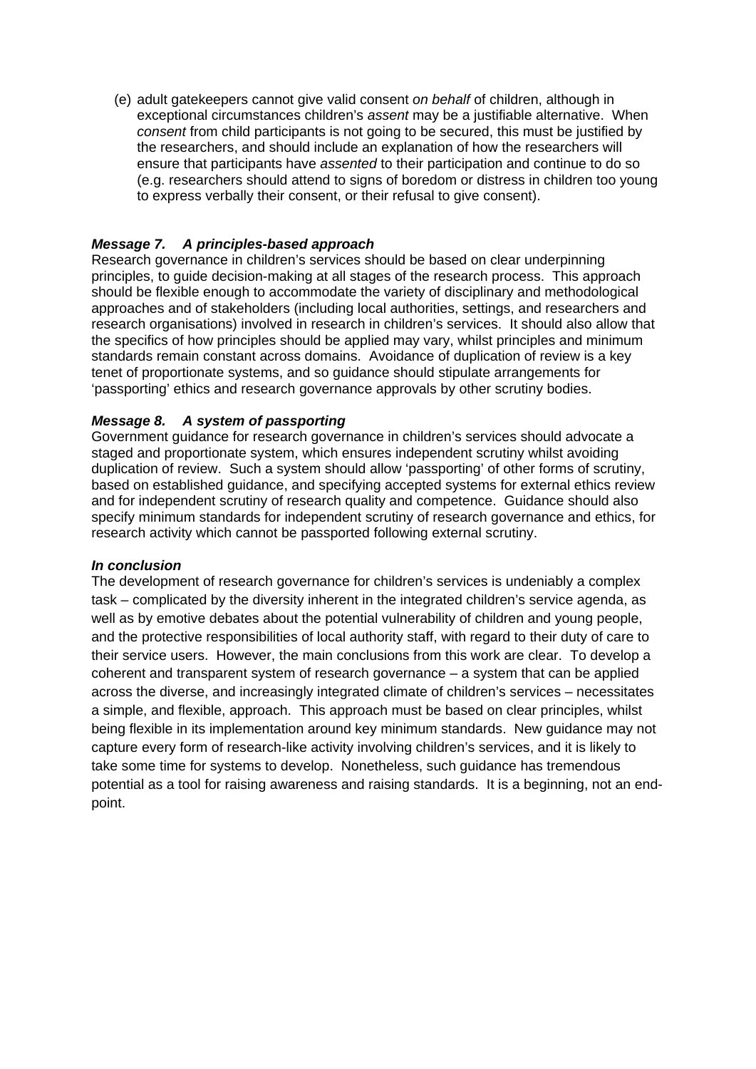(e) adult gatekeepers cannot give valid consent *on behalf* of children, although in exceptional circumstances children's *assent* may be a justifiable alternative. When *consent* from child participants is not going to be secured, this must be justified by the researchers, and should include an explanation of how the researchers will ensure that participants have *assented* to their participation and continue to do so (e.g. researchers should attend to signs of boredom or distress in children too young to express verbally their consent, or their refusal to give consent).

***Message 7. A principles-based approach***

Research governance in children's services should be based on clear underpinning principles, to guide decision-making at all stages of the research process. This approach should be flexible enough to accommodate the variety of disciplinary and methodological approaches and of stakeholders (including local authorities, settings, and researchers and research organisations) involved in research in children's services. It should also allow that the specifics of how principles should be applied may vary, whilst principles and minimum standards remain constant across domains. Avoidance of duplication of review is a key tenet of proportionate systems, and so guidance should stipulate arrangements for 'passporting' ethics and research governance approvals by other scrutiny bodies.

***Message 8. A system of passporting***

Government guidance for research governance in children's services should advocate a staged and proportionate system, which ensures independent scrutiny whilst avoiding duplication of review. Such a system should allow 'passporting' of other forms of scrutiny, based on established guidance, and specifying accepted systems for external ethics review and for independent scrutiny of research quality and competence. Guidance should also specify minimum standards for independent scrutiny of research governance and ethics, for research activity which cannot be passported following external scrutiny.

***In conclusion***

The development of research governance for children's services is undeniably a complex task – complicated by the diversity inherent in the integrated children's service agenda, as well as by emotive debates about the potential vulnerability of children and young people, and the protective responsibilities of local authority staff, with regard to their duty of care to their service users. However, the main conclusions from this work are clear. To develop a coherent and transparent system of research governance – a system that can be applied across the diverse, and increasingly integrated climate of children's services – necessitates a simple, and flexible, approach. This approach must be based on clear principles, whilst being flexible in its implementation around key minimum standards. New guidance may not capture every form of research-like activity involving children's services, and it is likely to take some time for systems to develop. Nonetheless, such guidance has tremendous potential as a tool for raising awareness and raising standards. It is a beginning, not an end-point.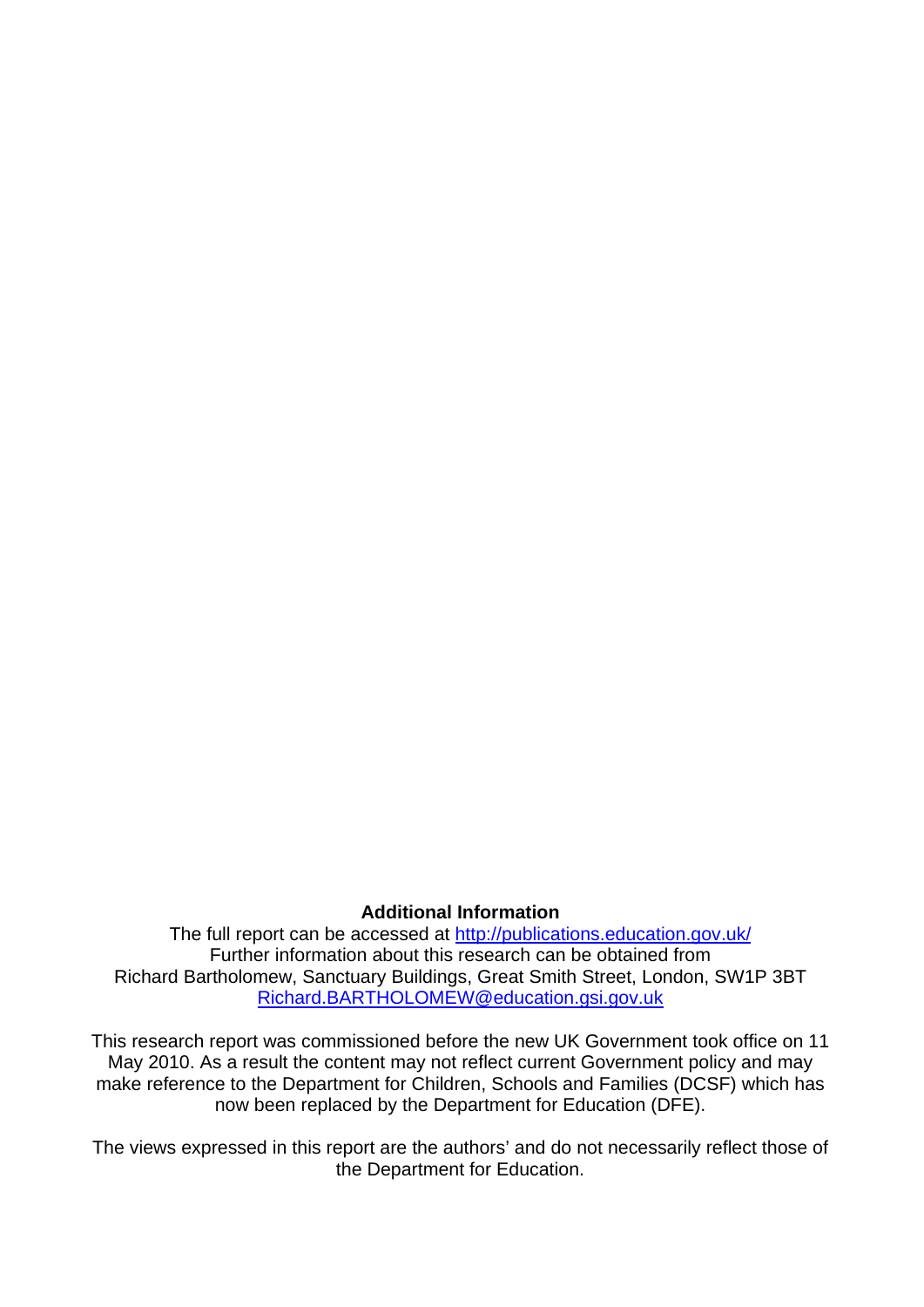**Additional Information**

The full report can be accessed at http://publications.education.gov.uk/
Further information about this research can be obtained from
Richard Bartholomew, Sanctuary Buildings, Great Smith Street, London, SW1P 3BT
Richard.BARTHOLOMEW@education.gsi.gov.uk

This research report was commissioned before the new UK Government took office on 11 May 2010. As a result the content may not reflect current Government policy and may make reference to the Department for Children, Schools and Families (DCSF) which has now been replaced by the Department for Education (DFE).

The views expressed in this report are the authors' and do not necessarily reflect those of the Department for Education.